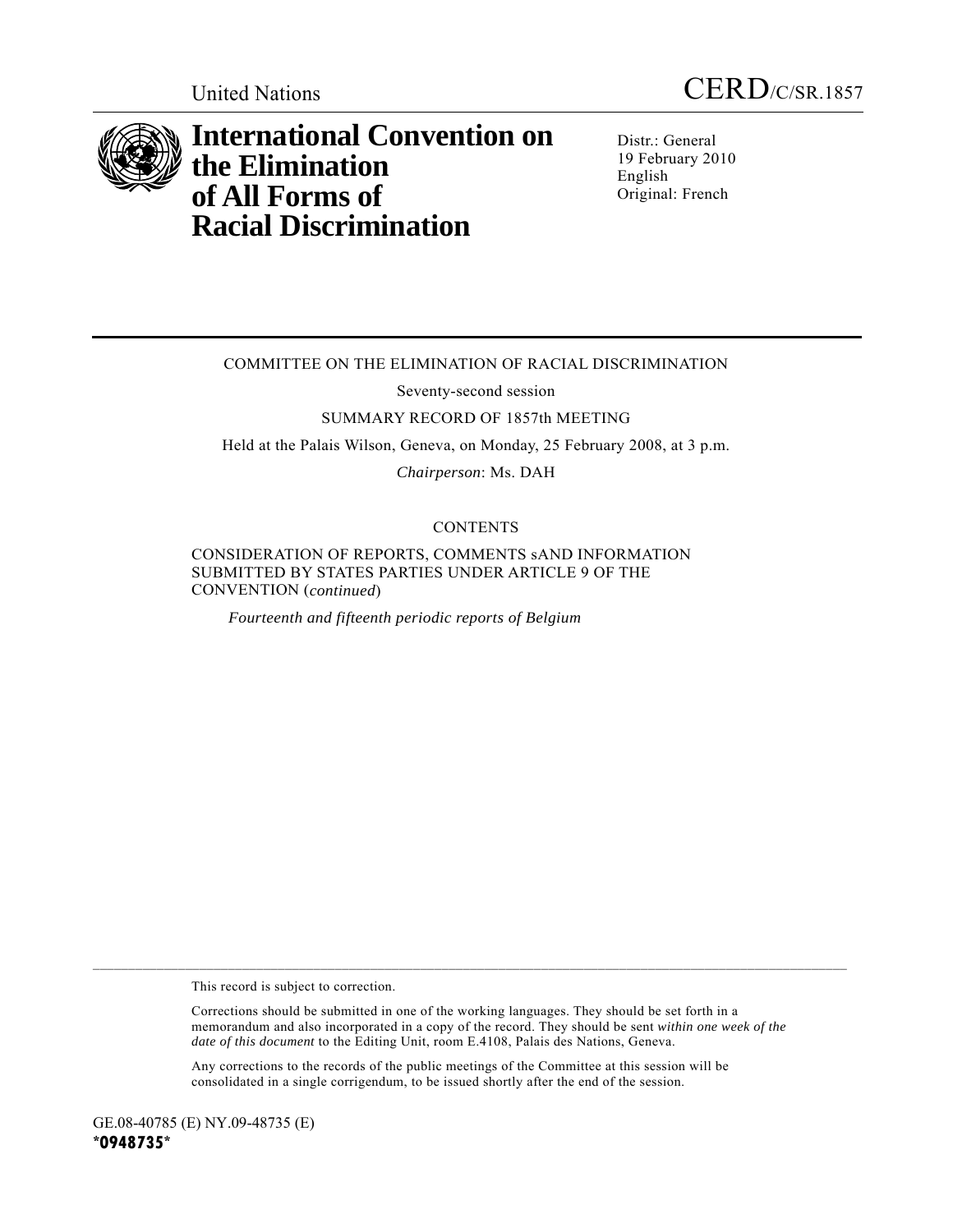United Nations

CERD/C/SR.1857

# International Convention on the Elimination of All Forms of Racial Discrimination

Distr.: General
19 February 2010
English
Original: French

COMMITTEE ON THE ELIMINATION OF RACIAL DISCRIMINATION

Seventy-second session

SUMMARY RECORD OF 1857th MEETING

Held at the Palais Wilson, Geneva, on Monday, 25 February 2008, at 3 p.m.

*Chairperson*: Ms. DAH

CONTENTS

CONSIDERATION OF REPORTS, COMMENTS sAND INFORMATION SUBMITTED BY STATES PARTIES UNDER ARTICLE 9 OF THE CONVENTION (*continued*)

*Fourteenth and fifteenth periodic reports of Belgium*

This record is subject to correction.

Corrections should be submitted in one of the working languages. They should be set forth in a memorandum and also incorporated in a copy of the record. They should be sent *within one week of the date of this document* to the Editing Unit, room E.4108, Palais des Nations, Geneva.

Any corrections to the records of the public meetings of the Committee at this session will be consolidated in a single corrigendum, to be issued shortly after the end of the session.

GE.08-40785 (E) NY.09-48735 (E)
**\*0948735\***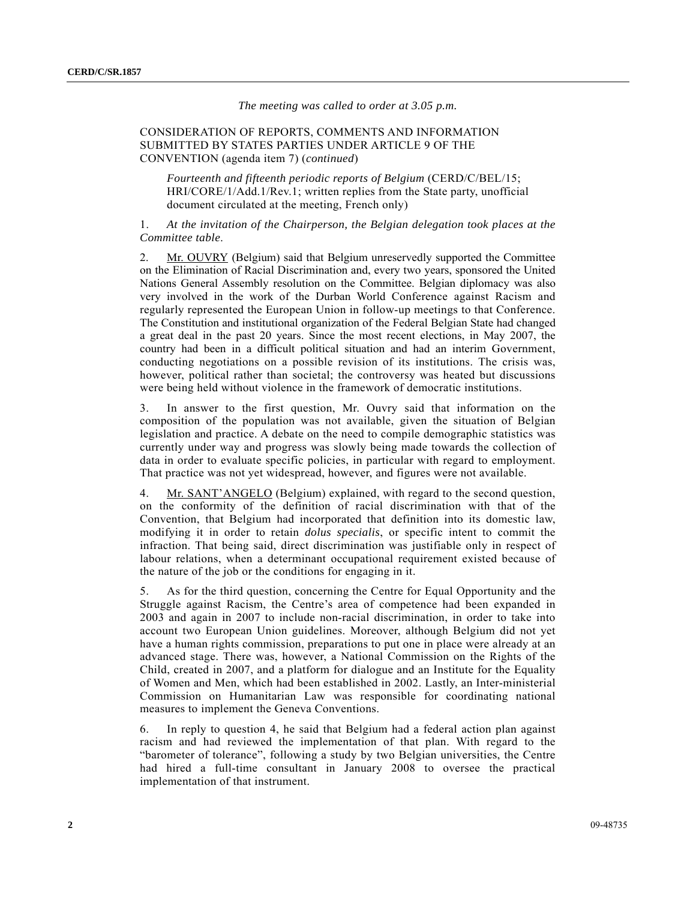*The meeting was called to order at 3.05 p.m.*

CONSIDERATION OF REPORTS, COMMENTS AND INFORMATION SUBMITTED BY STATES PARTIES UNDER ARTICLE 9 OF THE CONVENTION (agenda item 7) (*continued*)

*Fourteenth and fifteenth periodic reports of Belgium* (CERD/C/BEL/15; HRI/CORE/1/Add.1/Rev.1; written replies from the State party, unofficial document circulated at the meeting, French only)

1. *At the invitation of the Chairperson, the Belgian delegation took places at the Committee table.*

2. Mr. OUVRY (Belgium) said that Belgium unreservedly supported the Committee on the Elimination of Racial Discrimination and, every two years, sponsored the United Nations General Assembly resolution on the Committee. Belgian diplomacy was also very involved in the work of the Durban World Conference against Racism and regularly represented the European Union in follow-up meetings to that Conference. The Constitution and institutional organization of the Federal Belgian State had changed a great deal in the past 20 years. Since the most recent elections, in May 2007, the country had been in a difficult political situation and had an interim Government, conducting negotiations on a possible revision of its institutions. The crisis was, however, political rather than societal; the controversy was heated but discussions were being held without violence in the framework of democratic institutions.

3. In answer to the first question, Mr. Ouvry said that information on the composition of the population was not available, given the situation of Belgian legislation and practice. A debate on the need to compile demographic statistics was currently under way and progress was slowly being made towards the collection of data in order to evaluate specific policies, in particular with regard to employment. That practice was not yet widespread, however, and figures were not available.

4. Mr. SANT'ANGELO (Belgium) explained, with regard to the second question, on the conformity of the definition of racial discrimination with that of the Convention, that Belgium had incorporated that definition into its domestic law, modifying it in order to retain *dolus specialis*, or specific intent to commit the infraction. That being said, direct discrimination was justifiable only in respect of labour relations, when a determinant occupational requirement existed because of the nature of the job or the conditions for engaging in it.

5. As for the third question, concerning the Centre for Equal Opportunity and the Struggle against Racism, the Centre's area of competence had been expanded in 2003 and again in 2007 to include non-racial discrimination, in order to take into account two European Union guidelines. Moreover, although Belgium did not yet have a human rights commission, preparations to put one in place were already at an advanced stage. There was, however, a National Commission on the Rights of the Child, created in 2007, and a platform for dialogue and an Institute for the Equality of Women and Men, which had been established in 2002. Lastly, an Inter-ministerial Commission on Humanitarian Law was responsible for coordinating national measures to implement the Geneva Conventions.

6. In reply to question 4, he said that Belgium had a federal action plan against racism and had reviewed the implementation of that plan. With regard to the "barometer of tolerance", following a study by two Belgian universities, the Centre had hired a full-time consultant in January 2008 to oversee the practical implementation of that instrument.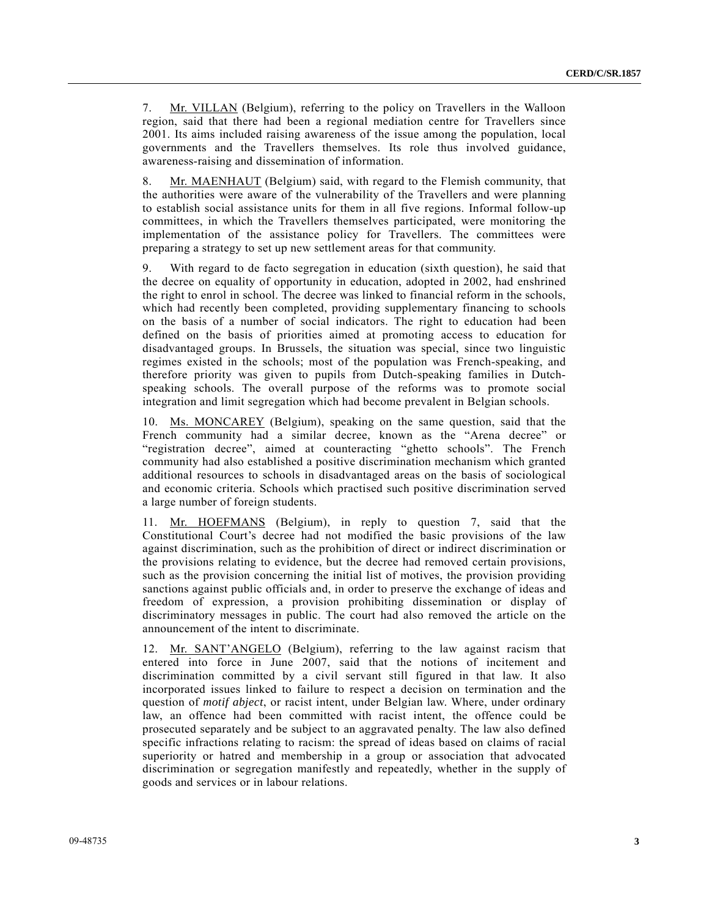7. Mr. VILLAN (Belgium), referring to the policy on Travellers in the Walloon region, said that there had been a regional mediation centre for Travellers since 2001. Its aims included raising awareness of the issue among the population, local governments and the Travellers themselves. Its role thus involved guidance, awareness-raising and dissemination of information.

8. Mr. MAENHAUT (Belgium) said, with regard to the Flemish community, that the authorities were aware of the vulnerability of the Travellers and were planning to establish social assistance units for them in all five regions. Informal follow-up committees, in which the Travellers themselves participated, were monitoring the implementation of the assistance policy for Travellers. The committees were preparing a strategy to set up new settlement areas for that community.

9. With regard to de facto segregation in education (sixth question), he said that the decree on equality of opportunity in education, adopted in 2002, had enshrined the right to enrol in school. The decree was linked to financial reform in the schools, which had recently been completed, providing supplementary financing to schools on the basis of a number of social indicators. The right to education had been defined on the basis of priorities aimed at promoting access to education for disadvantaged groups. In Brussels, the situation was special, since two linguistic regimes existed in the schools; most of the population was French-speaking, and therefore priority was given to pupils from Dutch-speaking families in Dutch-speaking schools. The overall purpose of the reforms was to promote social integration and limit segregation which had become prevalent in Belgian schools.

10. Ms. MONCAREY (Belgium), speaking on the same question, said that the French community had a similar decree, known as the "Arena decree" or "registration decree", aimed at counteracting "ghetto schools". The French community had also established a positive discrimination mechanism which granted additional resources to schools in disadvantaged areas on the basis of sociological and economic criteria. Schools which practised such positive discrimination served a large number of foreign students.

11. Mr. HOEFMANS (Belgium), in reply to question 7, said that the Constitutional Court's decree had not modified the basic provisions of the law against discrimination, such as the prohibition of direct or indirect discrimination or the provisions relating to evidence, but the decree had removed certain provisions, such as the provision concerning the initial list of motives, the provision providing sanctions against public officials and, in order to preserve the exchange of ideas and freedom of expression, a provision prohibiting dissemination or display of discriminatory messages in public. The court had also removed the article on the announcement of the intent to discriminate.

12. Mr. SANT'ANGELO (Belgium), referring to the law against racism that entered into force in June 2007, said that the notions of incitement and discrimination committed by a civil servant still figured in that law. It also incorporated issues linked to failure to respect a decision on termination and the question of *motif abject*, or racist intent, under Belgian law. Where, under ordinary law, an offence had been committed with racist intent, the offence could be prosecuted separately and be subject to an aggravated penalty. The law also defined specific infractions relating to racism: the spread of ideas based on claims of racial superiority or hatred and membership in a group or association that advocated discrimination or segregation manifestly and repeatedly, whether in the supply of goods and services or in labour relations.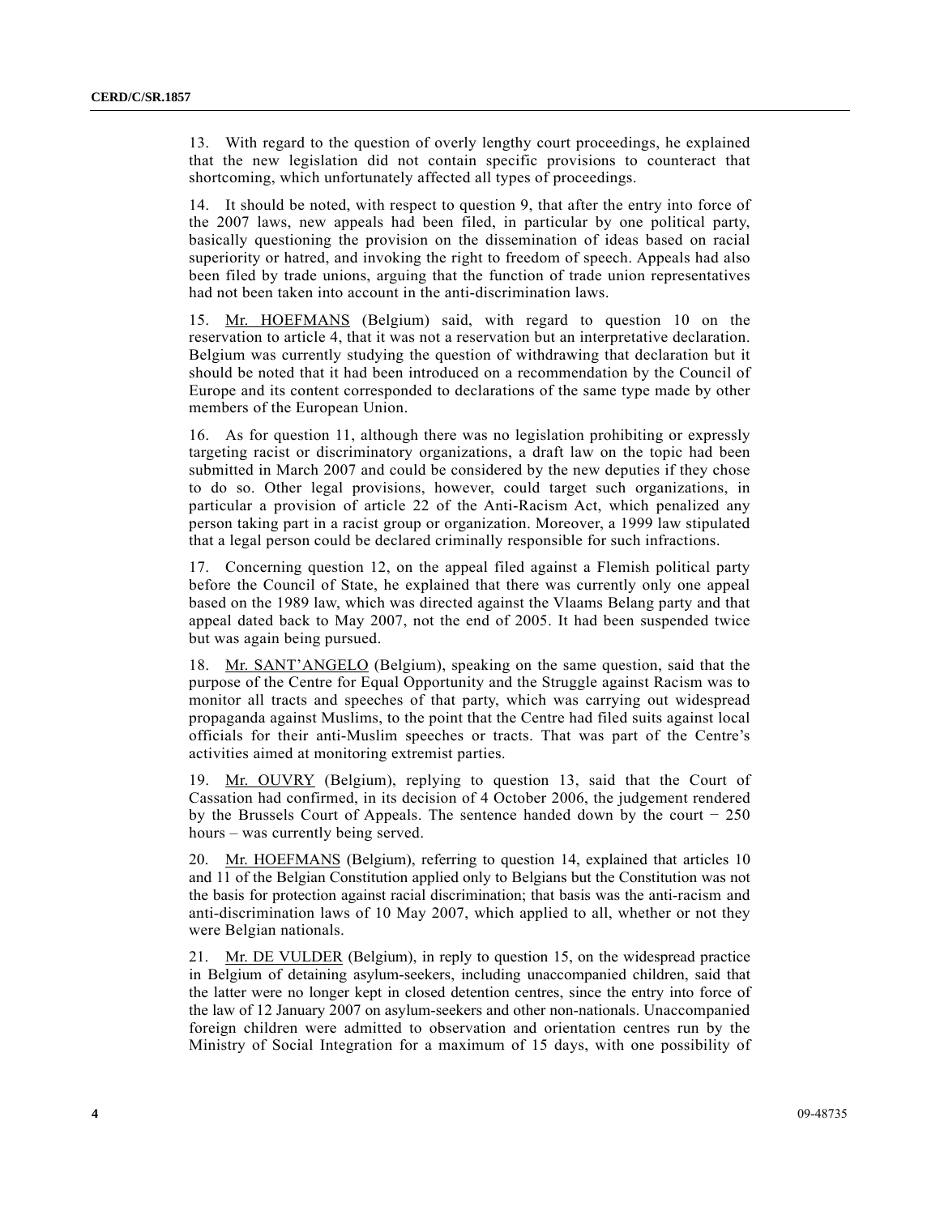13. With regard to the question of overly lengthy court proceedings, he explained that the new legislation did not contain specific provisions to counteract that shortcoming, which unfortunately affected all types of proceedings.

14. It should be noted, with respect to question 9, that after the entry into force of the 2007 laws, new appeals had been filed, in particular by one political party, basically questioning the provision on the dissemination of ideas based on racial superiority or hatred, and invoking the right to freedom of speech. Appeals had also been filed by trade unions, arguing that the function of trade union representatives had not been taken into account in the anti-discrimination laws.

15. Mr. HOEFMANS (Belgium) said, with regard to question 10 on the reservation to article 4, that it was not a reservation but an interpretative declaration. Belgium was currently studying the question of withdrawing that declaration but it should be noted that it had been introduced on a recommendation by the Council of Europe and its content corresponded to declarations of the same type made by other members of the European Union.

16. As for question 11, although there was no legislation prohibiting or expressly targeting racist or discriminatory organizations, a draft law on the topic had been submitted in March 2007 and could be considered by the new deputies if they chose to do so. Other legal provisions, however, could target such organizations, in particular a provision of article 22 of the Anti-Racism Act, which penalized any person taking part in a racist group or organization. Moreover, a 1999 law stipulated that a legal person could be declared criminally responsible for such infractions.

17. Concerning question 12, on the appeal filed against a Flemish political party before the Council of State, he explained that there was currently only one appeal based on the 1989 law, which was directed against the Vlaams Belang party and that appeal dated back to May 2007, not the end of 2005. It had been suspended twice but was again being pursued.

18. Mr. SANT'ANGELO (Belgium), speaking on the same question, said that the purpose of the Centre for Equal Opportunity and the Struggle against Racism was to monitor all tracts and speeches of that party, which was carrying out widespread propaganda against Muslims, to the point that the Centre had filed suits against local officials for their anti-Muslim speeches or tracts. That was part of the Centre's activities aimed at monitoring extremist parties.

19. Mr. OUVRY (Belgium), replying to question 13, said that the Court of Cassation had confirmed, in its decision of 4 October 2006, the judgement rendered by the Brussels Court of Appeals. The sentence handed down by the court − 250 hours – was currently being served.

20. Mr. HOEFMANS (Belgium), referring to question 14, explained that articles 10 and 11 of the Belgian Constitution applied only to Belgians but the Constitution was not the basis for protection against racial discrimination; that basis was the anti-racism and anti-discrimination laws of 10 May 2007, which applied to all, whether or not they were Belgian nationals.

21. Mr. DE VULDER (Belgium), in reply to question 15, on the widespread practice in Belgium of detaining asylum-seekers, including unaccompanied children, said that the latter were no longer kept in closed detention centres, since the entry into force of the law of 12 January 2007 on asylum-seekers and other non-nationals. Unaccompanied foreign children were admitted to observation and orientation centres run by the Ministry of Social Integration for a maximum of 15 days, with one possibility of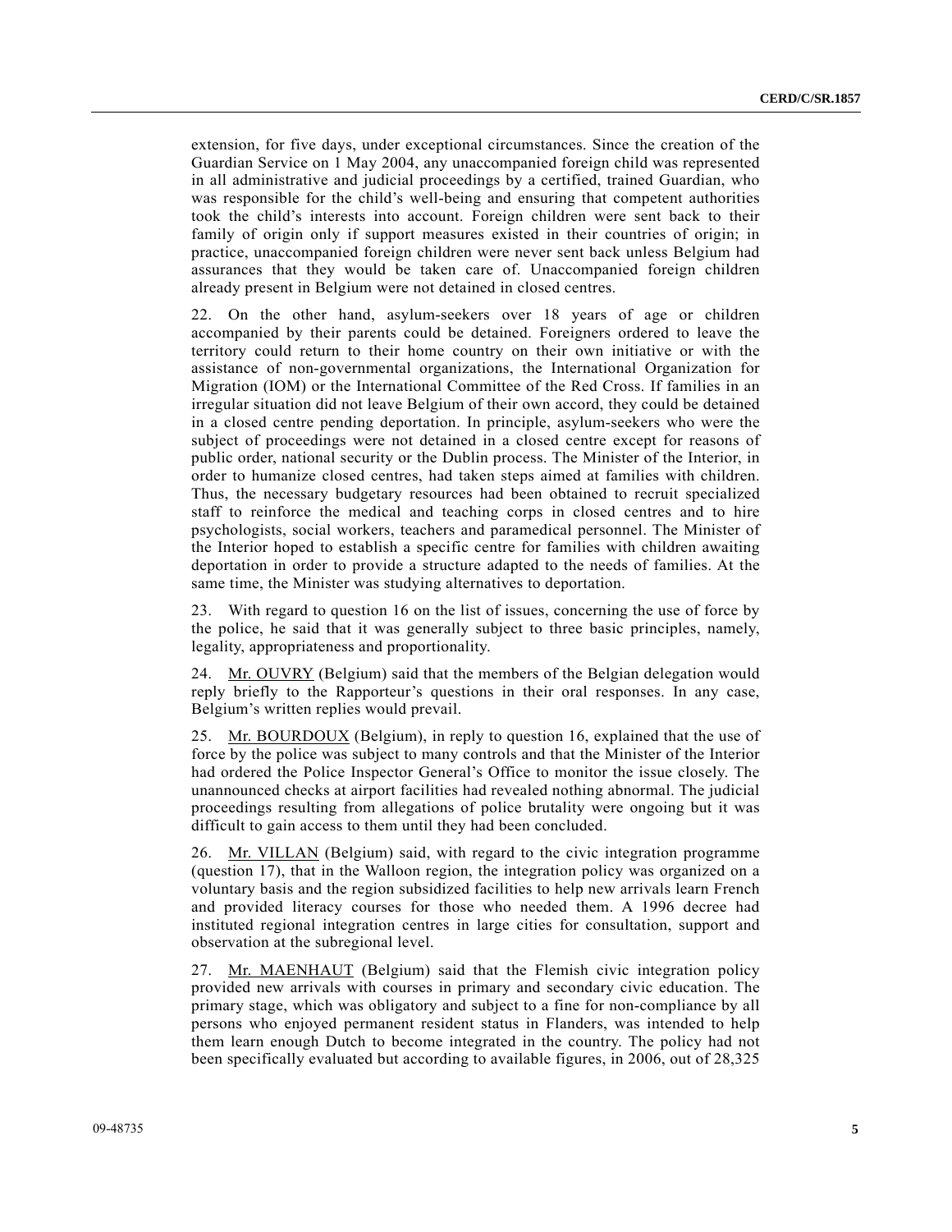extension, for five days, under exceptional circumstances. Since the creation of the Guardian Service on 1 May 2004, any unaccompanied foreign child was represented in all administrative and judicial proceedings by a certified, trained Guardian, who was responsible for the child's well-being and ensuring that competent authorities took the child's interests into account. Foreign children were sent back to their family of origin only if support measures existed in their countries of origin; in practice, unaccompanied foreign children were never sent back unless Belgium had assurances that they would be taken care of. Unaccompanied foreign children already present in Belgium were not detained in closed centres.

22. On the other hand, asylum-seekers over 18 years of age or children accompanied by their parents could be detained. Foreigners ordered to leave the territory could return to their home country on their own initiative or with the assistance of non-governmental organizations, the International Organization for Migration (IOM) or the International Committee of the Red Cross. If families in an irregular situation did not leave Belgium of their own accord, they could be detained in a closed centre pending deportation. In principle, asylum-seekers who were the subject of proceedings were not detained in a closed centre except for reasons of public order, national security or the Dublin process. The Minister of the Interior, in order to humanize closed centres, had taken steps aimed at families with children. Thus, the necessary budgetary resources had been obtained to recruit specialized staff to reinforce the medical and teaching corps in closed centres and to hire psychologists, social workers, teachers and paramedical personnel. The Minister of the Interior hoped to establish a specific centre for families with children awaiting deportation in order to provide a structure adapted to the needs of families. At the same time, the Minister was studying alternatives to deportation.

23. With regard to question 16 on the list of issues, concerning the use of force by the police, he said that it was generally subject to three basic principles, namely, legality, appropriateness and proportionality.

24. Mr. OUVRY (Belgium) said that the members of the Belgian delegation would reply briefly to the Rapporteur's questions in their oral responses. In any case, Belgium's written replies would prevail.

25. Mr. BOURDOUX (Belgium), in reply to question 16, explained that the use of force by the police was subject to many controls and that the Minister of the Interior had ordered the Police Inspector General's Office to monitor the issue closely. The unannounced checks at airport facilities had revealed nothing abnormal. The judicial proceedings resulting from allegations of police brutality were ongoing but it was difficult to gain access to them until they had been concluded.

26. Mr. VILLAN (Belgium) said, with regard to the civic integration programme (question 17), that in the Walloon region, the integration policy was organized on a voluntary basis and the region subsidized facilities to help new arrivals learn French and provided literacy courses for those who needed them. A 1996 decree had instituted regional integration centres in large cities for consultation, support and observation at the subregional level.

27. Mr. MAENHAUT (Belgium) said that the Flemish civic integration policy provided new arrivals with courses in primary and secondary civic education. The primary stage, which was obligatory and subject to a fine for non-compliance by all persons who enjoyed permanent resident status in Flanders, was intended to help them learn enough Dutch to become integrated in the country. The policy had not been specifically evaluated but according to available figures, in 2006, out of 28,325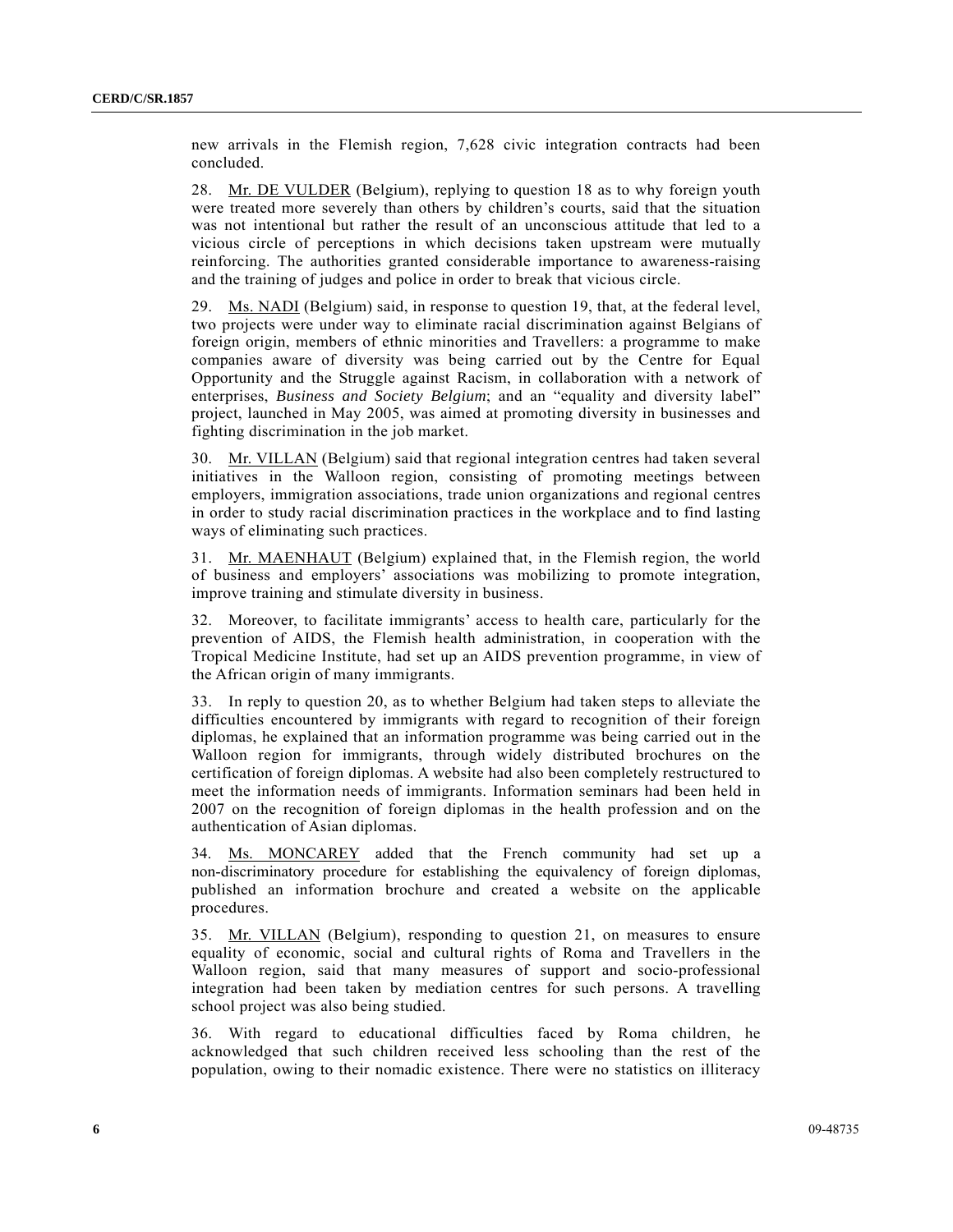new arrivals in the Flemish region, 7,628 civic integration contracts had been concluded.

28. Mr. DE VULDER (Belgium), replying to question 18 as to why foreign youth were treated more severely than others by children's courts, said that the situation was not intentional but rather the result of an unconscious attitude that led to a vicious circle of perceptions in which decisions taken upstream were mutually reinforcing. The authorities granted considerable importance to awareness-raising and the training of judges and police in order to break that vicious circle.

29. Ms. NADI (Belgium) said, in response to question 19, that, at the federal level, two projects were under way to eliminate racial discrimination against Belgians of foreign origin, members of ethnic minorities and Travellers: a programme to make companies aware of diversity was being carried out by the Centre for Equal Opportunity and the Struggle against Racism, in collaboration with a network of enterprises, *Business and Society Belgium*; and an "equality and diversity label" project, launched in May 2005, was aimed at promoting diversity in businesses and fighting discrimination in the job market.

30. Mr. VILLAN (Belgium) said that regional integration centres had taken several initiatives in the Walloon region, consisting of promoting meetings between employers, immigration associations, trade union organizations and regional centres in order to study racial discrimination practices in the workplace and to find lasting ways of eliminating such practices.

31. Mr. MAENHAUT (Belgium) explained that, in the Flemish region, the world of business and employers' associations was mobilizing to promote integration, improve training and stimulate diversity in business.

32. Moreover, to facilitate immigrants' access to health care, particularly for the prevention of AIDS, the Flemish health administration, in cooperation with the Tropical Medicine Institute, had set up an AIDS prevention programme, in view of the African origin of many immigrants.

33. In reply to question 20, as to whether Belgium had taken steps to alleviate the difficulties encountered by immigrants with regard to recognition of their foreign diplomas, he explained that an information programme was being carried out in the Walloon region for immigrants, through widely distributed brochures on the certification of foreign diplomas. A website had also been completely restructured to meet the information needs of immigrants. Information seminars had been held in 2007 on the recognition of foreign diplomas in the health profession and on the authentication of Asian diplomas.

34. Ms. MONCAREY added that the French community had set up a non-discriminatory procedure for establishing the equivalency of foreign diplomas, published an information brochure and created a website on the applicable procedures.

35. Mr. VILLAN (Belgium), responding to question 21, on measures to ensure equality of economic, social and cultural rights of Roma and Travellers in the Walloon region, said that many measures of support and socio-professional integration had been taken by mediation centres for such persons. A travelling school project was also being studied.

36. With regard to educational difficulties faced by Roma children, he acknowledged that such children received less schooling than the rest of the population, owing to their nomadic existence. There were no statistics on illiteracy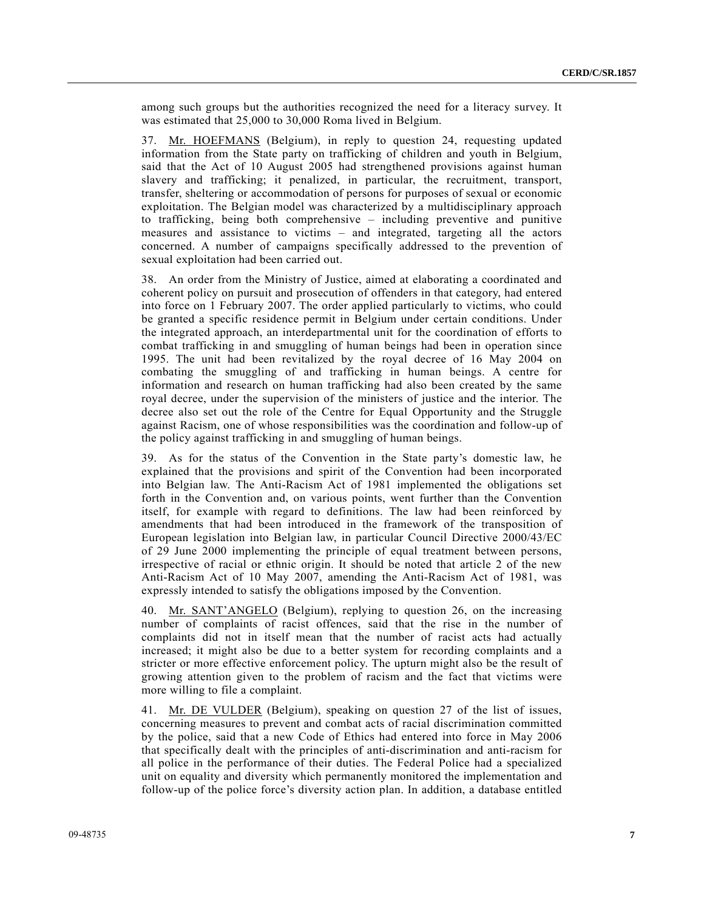among such groups but the authorities recognized the need for a literacy survey. It was estimated that 25,000 to 30,000 Roma lived in Belgium.

37. Mr. HOEFMANS (Belgium), in reply to question 24, requesting updated information from the State party on trafficking of children and youth in Belgium, said that the Act of 10 August 2005 had strengthened provisions against human slavery and trafficking; it penalized, in particular, the recruitment, transport, transfer, sheltering or accommodation of persons for purposes of sexual or economic exploitation. The Belgian model was characterized by a multidisciplinary approach to trafficking, being both comprehensive – including preventive and punitive measures and assistance to victims – and integrated, targeting all the actors concerned. A number of campaigns specifically addressed to the prevention of sexual exploitation had been carried out.

38. An order from the Ministry of Justice, aimed at elaborating a coordinated and coherent policy on pursuit and prosecution of offenders in that category, had entered into force on 1 February 2007. The order applied particularly to victims, who could be granted a specific residence permit in Belgium under certain conditions. Under the integrated approach, an interdepartmental unit for the coordination of efforts to combat trafficking in and smuggling of human beings had been in operation since 1995. The unit had been revitalized by the royal decree of 16 May 2004 on combating the smuggling of and trafficking in human beings. A centre for information and research on human trafficking had also been created by the same royal decree, under the supervision of the ministers of justice and the interior. The decree also set out the role of the Centre for Equal Opportunity and the Struggle against Racism, one of whose responsibilities was the coordination and follow-up of the policy against trafficking in and smuggling of human beings.

39. As for the status of the Convention in the State party's domestic law, he explained that the provisions and spirit of the Convention had been incorporated into Belgian law. The Anti-Racism Act of 1981 implemented the obligations set forth in the Convention and, on various points, went further than the Convention itself, for example with regard to definitions. The law had been reinforced by amendments that had been introduced in the framework of the transposition of European legislation into Belgian law, in particular Council Directive 2000/43/EC of 29 June 2000 implementing the principle of equal treatment between persons, irrespective of racial or ethnic origin. It should be noted that article 2 of the new Anti-Racism Act of 10 May 2007, amending the Anti-Racism Act of 1981, was expressly intended to satisfy the obligations imposed by the Convention.

40. Mr. SANT'ANGELO (Belgium), replying to question 26, on the increasing number of complaints of racist offences, said that the rise in the number of complaints did not in itself mean that the number of racist acts had actually increased; it might also be due to a better system for recording complaints and a stricter or more effective enforcement policy. The upturn might also be the result of growing attention given to the problem of racism and the fact that victims were more willing to file a complaint.

41. Mr. DE VULDER (Belgium), speaking on question 27 of the list of issues, concerning measures to prevent and combat acts of racial discrimination committed by the police, said that a new Code of Ethics had entered into force in May 2006 that specifically dealt with the principles of anti-discrimination and anti-racism for all police in the performance of their duties. The Federal Police had a specialized unit on equality and diversity which permanently monitored the implementation and follow-up of the police force's diversity action plan. In addition, a database entitled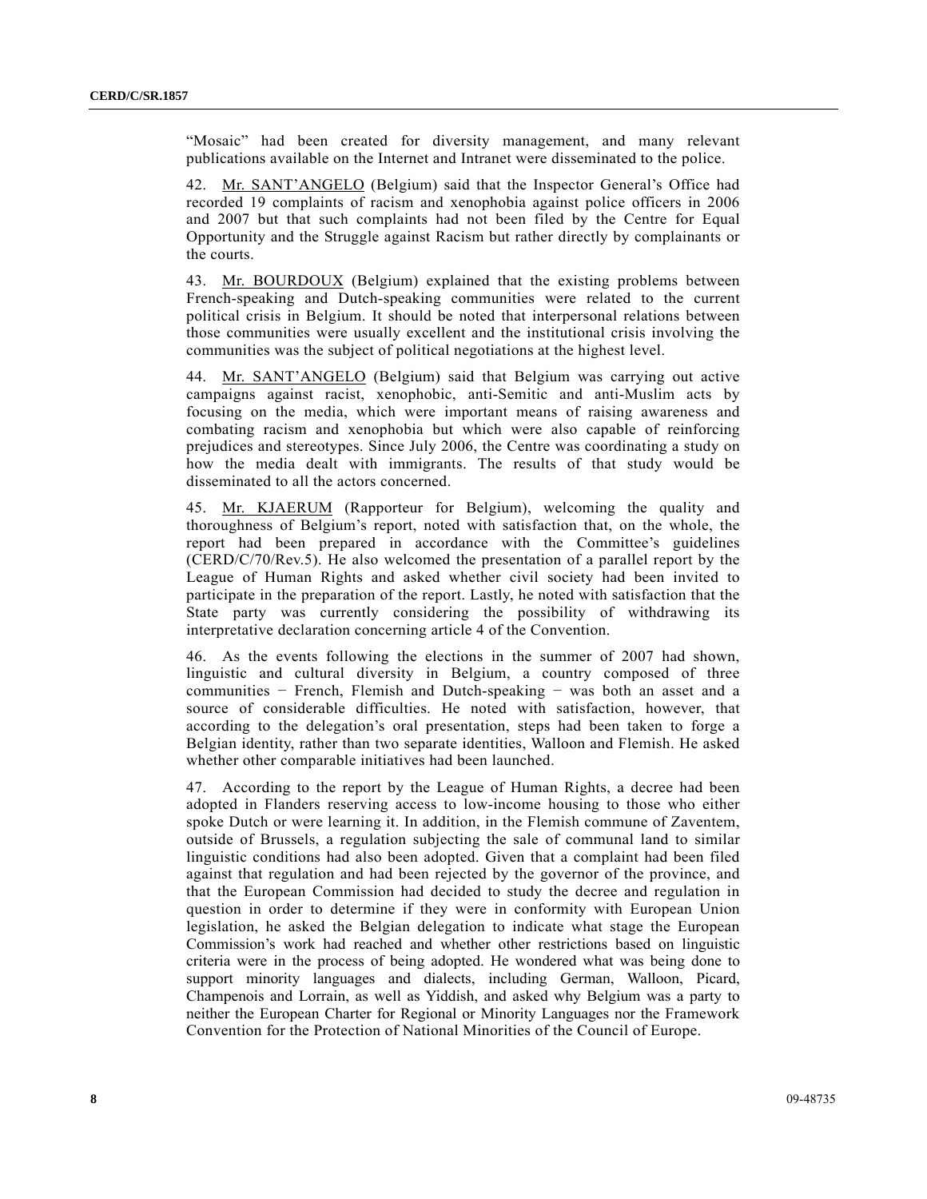"Mosaic" had been created for diversity management, and many relevant publications available on the Internet and Intranet were disseminated to the police.

42. Mr. SANT'ANGELO (Belgium) said that the Inspector General's Office had recorded 19 complaints of racism and xenophobia against police officers in 2006 and 2007 but that such complaints had not been filed by the Centre for Equal Opportunity and the Struggle against Racism but rather directly by complainants or the courts.

43. Mr. BOURDOUX (Belgium) explained that the existing problems between French-speaking and Dutch-speaking communities were related to the current political crisis in Belgium. It should be noted that interpersonal relations between those communities were usually excellent and the institutional crisis involving the communities was the subject of political negotiations at the highest level.

44. Mr. SANT'ANGELO (Belgium) said that Belgium was carrying out active campaigns against racist, xenophobic, anti-Semitic and anti-Muslim acts by focusing on the media, which were important means of raising awareness and combating racism and xenophobia but which were also capable of reinforcing prejudices and stereotypes. Since July 2006, the Centre was coordinating a study on how the media dealt with immigrants. The results of that study would be disseminated to all the actors concerned.

45. Mr. KJAERUM (Rapporteur for Belgium), welcoming the quality and thoroughness of Belgium's report, noted with satisfaction that, on the whole, the report had been prepared in accordance with the Committee's guidelines (CERD/C/70/Rev.5). He also welcomed the presentation of a parallel report by the League of Human Rights and asked whether civil society had been invited to participate in the preparation of the report. Lastly, he noted with satisfaction that the State party was currently considering the possibility of withdrawing its interpretative declaration concerning article 4 of the Convention.

46. As the events following the elections in the summer of 2007 had shown, linguistic and cultural diversity in Belgium, a country composed of three communities − French, Flemish and Dutch-speaking − was both an asset and a source of considerable difficulties. He noted with satisfaction, however, that according to the delegation's oral presentation, steps had been taken to forge a Belgian identity, rather than two separate identities, Walloon and Flemish. He asked whether other comparable initiatives had been launched.

47. According to the report by the League of Human Rights, a decree had been adopted in Flanders reserving access to low-income housing to those who either spoke Dutch or were learning it. In addition, in the Flemish commune of Zaventem, outside of Brussels, a regulation subjecting the sale of communal land to similar linguistic conditions had also been adopted. Given that a complaint had been filed against that regulation and had been rejected by the governor of the province, and that the European Commission had decided to study the decree and regulation in question in order to determine if they were in conformity with European Union legislation, he asked the Belgian delegation to indicate what stage the European Commission's work had reached and whether other restrictions based on linguistic criteria were in the process of being adopted. He wondered what was being done to support minority languages and dialects, including German, Walloon, Picard, Champenois and Lorrain, as well as Yiddish, and asked why Belgium was a party to neither the European Charter for Regional or Minority Languages nor the Framework Convention for the Protection of National Minorities of the Council of Europe.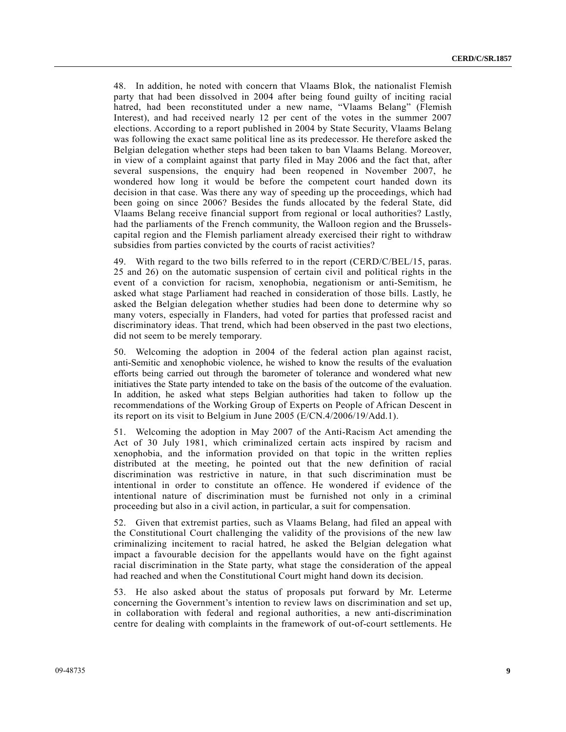48. In addition, he noted with concern that Vlaams Blok, the nationalist Flemish party that had been dissolved in 2004 after being found guilty of inciting racial hatred, had been reconstituted under a new name, "Vlaams Belang" (Flemish Interest), and had received nearly 12 per cent of the votes in the summer 2007 elections. According to a report published in 2004 by State Security, Vlaams Belang was following the exact same political line as its predecessor. He therefore asked the Belgian delegation whether steps had been taken to ban Vlaams Belang. Moreover, in view of a complaint against that party filed in May 2006 and the fact that, after several suspensions, the enquiry had been reopened in November 2007, he wondered how long it would be before the competent court handed down its decision in that case. Was there any way of speeding up the proceedings, which had been going on since 2006? Besides the funds allocated by the federal State, did Vlaams Belang receive financial support from regional or local authorities? Lastly, had the parliaments of the French community, the Walloon region and the Brussels-capital region and the Flemish parliament already exercised their right to withdraw subsidies from parties convicted by the courts of racist activities?

49. With regard to the two bills referred to in the report (CERD/C/BEL/15, paras. 25 and 26) on the automatic suspension of certain civil and political rights in the event of a conviction for racism, xenophobia, negationism or anti-Semitism, he asked what stage Parliament had reached in consideration of those bills. Lastly, he asked the Belgian delegation whether studies had been done to determine why so many voters, especially in Flanders, had voted for parties that professed racist and discriminatory ideas. That trend, which had been observed in the past two elections, did not seem to be merely temporary.

50. Welcoming the adoption in 2004 of the federal action plan against racist, anti-Semitic and xenophobic violence, he wished to know the results of the evaluation efforts being carried out through the barometer of tolerance and wondered what new initiatives the State party intended to take on the basis of the outcome of the evaluation. In addition, he asked what steps Belgian authorities had taken to follow up the recommendations of the Working Group of Experts on People of African Descent in its report on its visit to Belgium in June 2005 (E/CN.4/2006/19/Add.1).

51. Welcoming the adoption in May 2007 of the Anti-Racism Act amending the Act of 30 July 1981, which criminalized certain acts inspired by racism and xenophobia, and the information provided on that topic in the written replies distributed at the meeting, he pointed out that the new definition of racial discrimination was restrictive in nature, in that such discrimination must be intentional in order to constitute an offence. He wondered if evidence of the intentional nature of discrimination must be furnished not only in a criminal proceeding but also in a civil action, in particular, a suit for compensation.

52. Given that extremist parties, such as Vlaams Belang, had filed an appeal with the Constitutional Court challenging the validity of the provisions of the new law criminalizing incitement to racial hatred, he asked the Belgian delegation what impact a favourable decision for the appellants would have on the fight against racial discrimination in the State party, what stage the consideration of the appeal had reached and when the Constitutional Court might hand down its decision.

53. He also asked about the status of proposals put forward by Mr. Leterme concerning the Government's intention to review laws on discrimination and set up, in collaboration with federal and regional authorities, a new anti-discrimination centre for dealing with complaints in the framework of out-of-court settlements. He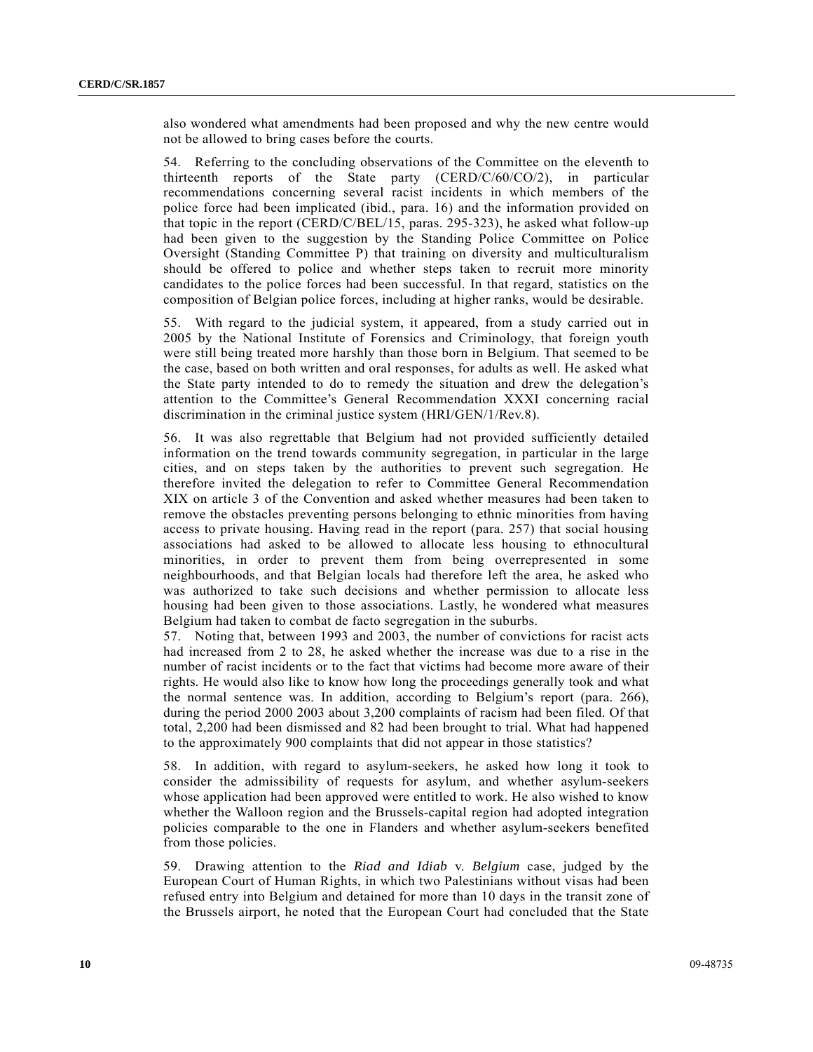also wondered what amendments had been proposed and why the new centre would not be allowed to bring cases before the courts.

54. Referring to the concluding observations of the Committee on the eleventh to thirteenth reports of the State party (CERD/C/60/CO/2), in particular recommendations concerning several racist incidents in which members of the police force had been implicated (ibid., para. 16) and the information provided on that topic in the report (CERD/C/BEL/15, paras. 295-323), he asked what follow-up had been given to the suggestion by the Standing Police Committee on Police Oversight (Standing Committee P) that training on diversity and multiculturalism should be offered to police and whether steps taken to recruit more minority candidates to the police forces had been successful. In that regard, statistics on the composition of Belgian police forces, including at higher ranks, would be desirable.

55. With regard to the judicial system, it appeared, from a study carried out in 2005 by the National Institute of Forensics and Criminology, that foreign youth were still being treated more harshly than those born in Belgium. That seemed to be the case, based on both written and oral responses, for adults as well. He asked what the State party intended to do to remedy the situation and drew the delegation's attention to the Committee's General Recommendation XXXI concerning racial discrimination in the criminal justice system (HRI/GEN/1/Rev.8).

56. It was also regrettable that Belgium had not provided sufficiently detailed information on the trend towards community segregation, in particular in the large cities, and on steps taken by the authorities to prevent such segregation. He therefore invited the delegation to refer to Committee General Recommendation XIX on article 3 of the Convention and asked whether measures had been taken to remove the obstacles preventing persons belonging to ethnic minorities from having access to private housing. Having read in the report (para. 257) that social housing associations had asked to be allowed to allocate less housing to ethnocultural minorities, in order to prevent them from being overrepresented in some neighbourhoods, and that Belgian locals had therefore left the area, he asked who was authorized to take such decisions and whether permission to allocate less housing had been given to those associations. Lastly, he wondered what measures Belgium had taken to combat de facto segregation in the suburbs.

57. Noting that, between 1993 and 2003, the number of convictions for racist acts had increased from 2 to 28, he asked whether the increase was due to a rise in the number of racist incidents or to the fact that victims had become more aware of their rights. He would also like to know how long the proceedings generally took and what the normal sentence was. In addition, according to Belgium's report (para. 266), during the period 2000 2003 about 3,200 complaints of racism had been filed. Of that total, 2,200 had been dismissed and 82 had been brought to trial. What had happened to the approximately 900 complaints that did not appear in those statistics?

58. In addition, with regard to asylum-seekers, he asked how long it took to consider the admissibility of requests for asylum, and whether asylum-seekers whose application had been approved were entitled to work. He also wished to know whether the Walloon region and the Brussels-capital region had adopted integration policies comparable to the one in Flanders and whether asylum-seekers benefited from those policies.

59. Drawing attention to the *Riad and Idiab* v. *Belgium* case, judged by the European Court of Human Rights, in which two Palestinians without visas had been refused entry into Belgium and detained for more than 10 days in the transit zone of the Brussels airport, he noted that the European Court had concluded that the State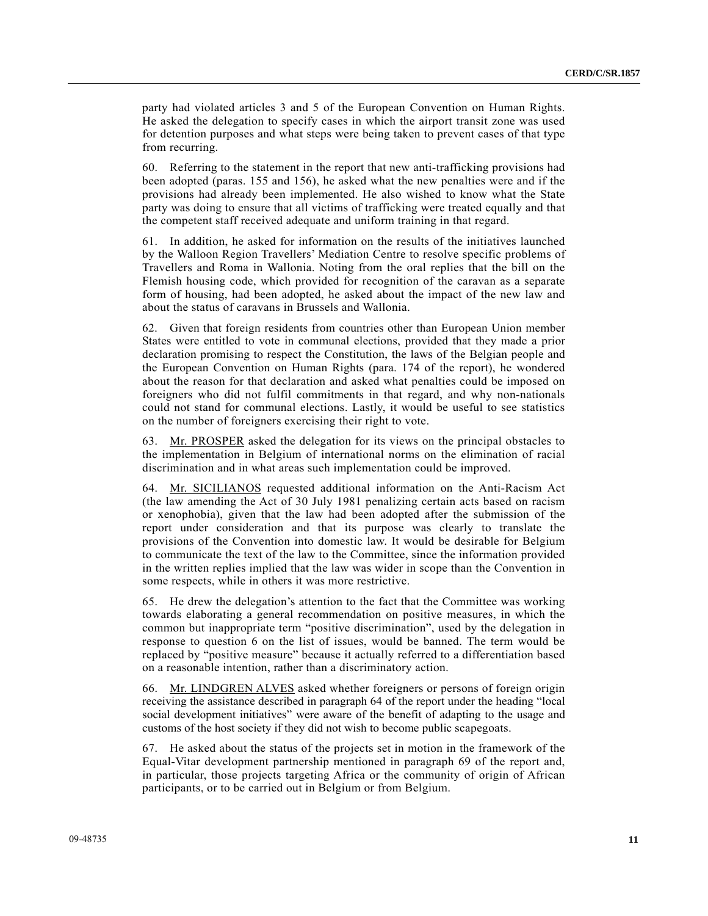party had violated articles 3 and 5 of the European Convention on Human Rights. He asked the delegation to specify cases in which the airport transit zone was used for detention purposes and what steps were being taken to prevent cases of that type from recurring.

60. Referring to the statement in the report that new anti-trafficking provisions had been adopted (paras. 155 and 156), he asked what the new penalties were and if the provisions had already been implemented. He also wished to know what the State party was doing to ensure that all victims of trafficking were treated equally and that the competent staff received adequate and uniform training in that regard.

61. In addition, he asked for information on the results of the initiatives launched by the Walloon Region Travellers' Mediation Centre to resolve specific problems of Travellers and Roma in Wallonia. Noting from the oral replies that the bill on the Flemish housing code, which provided for recognition of the caravan as a separate form of housing, had been adopted, he asked about the impact of the new law and about the status of caravans in Brussels and Wallonia.

62. Given that foreign residents from countries other than European Union member States were entitled to vote in communal elections, provided that they made a prior declaration promising to respect the Constitution, the laws of the Belgian people and the European Convention on Human Rights (para. 174 of the report), he wondered about the reason for that declaration and asked what penalties could be imposed on foreigners who did not fulfil commitments in that regard, and why non-nationals could not stand for communal elections. Lastly, it would be useful to see statistics on the number of foreigners exercising their right to vote.

63. Mr. PROSPER asked the delegation for its views on the principal obstacles to the implementation in Belgium of international norms on the elimination of racial discrimination and in what areas such implementation could be improved.

64. Mr. SICILIANOS requested additional information on the Anti-Racism Act (the law amending the Act of 30 July 1981 penalizing certain acts based on racism or xenophobia), given that the law had been adopted after the submission of the report under consideration and that its purpose was clearly to translate the provisions of the Convention into domestic law. It would be desirable for Belgium to communicate the text of the law to the Committee, since the information provided in the written replies implied that the law was wider in scope than the Convention in some respects, while in others it was more restrictive.

65. He drew the delegation's attention to the fact that the Committee was working towards elaborating a general recommendation on positive measures, in which the common but inappropriate term "positive discrimination", used by the delegation in response to question 6 on the list of issues, would be banned. The term would be replaced by "positive measure" because it actually referred to a differentiation based on a reasonable intention, rather than a discriminatory action.

66. Mr. LINDGREN ALVES asked whether foreigners or persons of foreign origin receiving the assistance described in paragraph 64 of the report under the heading "local social development initiatives" were aware of the benefit of adapting to the usage and customs of the host society if they did not wish to become public scapegoats.

67. He asked about the status of the projects set in motion in the framework of the Equal-Vitar development partnership mentioned in paragraph 69 of the report and, in particular, those projects targeting Africa or the community of origin of African participants, or to be carried out in Belgium or from Belgium.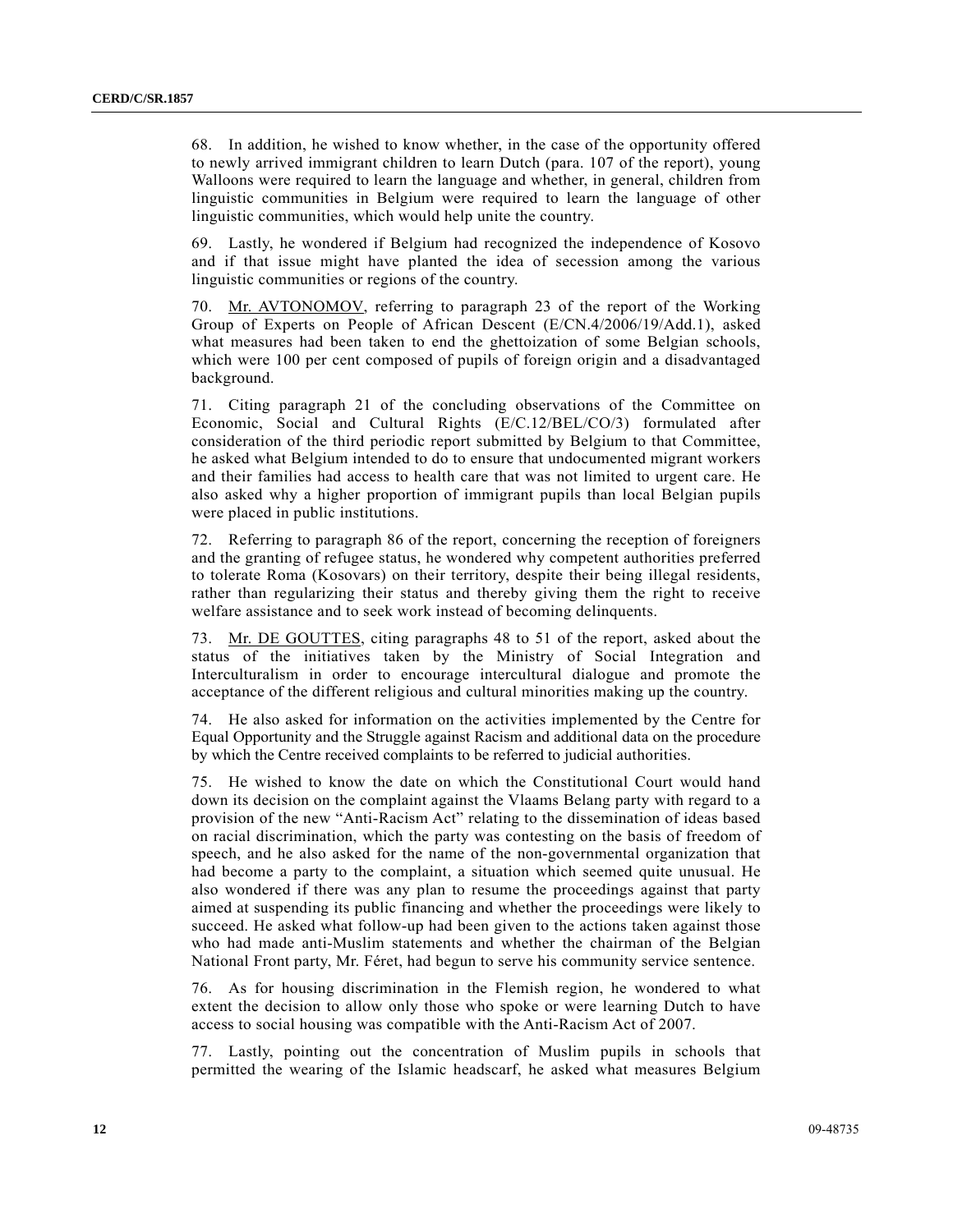68. In addition, he wished to know whether, in the case of the opportunity offered to newly arrived immigrant children to learn Dutch (para. 107 of the report), young Walloons were required to learn the language and whether, in general, children from linguistic communities in Belgium were required to learn the language of other linguistic communities, which would help unite the country.

69. Lastly, he wondered if Belgium had recognized the independence of Kosovo and if that issue might have planted the idea of secession among the various linguistic communities or regions of the country.

70. Mr. AVTONOMOV, referring to paragraph 23 of the report of the Working Group of Experts on People of African Descent (E/CN.4/2006/19/Add.1), asked what measures had been taken to end the ghettoization of some Belgian schools, which were 100 per cent composed of pupils of foreign origin and a disadvantaged background.

71. Citing paragraph 21 of the concluding observations of the Committee on Economic, Social and Cultural Rights (E/C.12/BEL/CO/3) formulated after consideration of the third periodic report submitted by Belgium to that Committee, he asked what Belgium intended to do to ensure that undocumented migrant workers and their families had access to health care that was not limited to urgent care. He also asked why a higher proportion of immigrant pupils than local Belgian pupils were placed in public institutions.

72. Referring to paragraph 86 of the report, concerning the reception of foreigners and the granting of refugee status, he wondered why competent authorities preferred to tolerate Roma (Kosovars) on their territory, despite their being illegal residents, rather than regularizing their status and thereby giving them the right to receive welfare assistance and to seek work instead of becoming delinquents.

73. Mr. DE GOUTTES, citing paragraphs 48 to 51 of the report, asked about the status of the initiatives taken by the Ministry of Social Integration and Interculturalism in order to encourage intercultural dialogue and promote the acceptance of the different religious and cultural minorities making up the country.

74. He also asked for information on the activities implemented by the Centre for Equal Opportunity and the Struggle against Racism and additional data on the procedure by which the Centre received complaints to be referred to judicial authorities.

75. He wished to know the date on which the Constitutional Court would hand down its decision on the complaint against the Vlaams Belang party with regard to a provision of the new "Anti-Racism Act" relating to the dissemination of ideas based on racial discrimination, which the party was contesting on the basis of freedom of speech, and he also asked for the name of the non-governmental organization that had become a party to the complaint, a situation which seemed quite unusual. He also wondered if there was any plan to resume the proceedings against that party aimed at suspending its public financing and whether the proceedings were likely to succeed. He asked what follow-up had been given to the actions taken against those who had made anti-Muslim statements and whether the chairman of the Belgian National Front party, Mr. Féret, had begun to serve his community service sentence.

76. As for housing discrimination in the Flemish region, he wondered to what extent the decision to allow only those who spoke or were learning Dutch to have access to social housing was compatible with the Anti-Racism Act of 2007.

77. Lastly, pointing out the concentration of Muslim pupils in schools that permitted the wearing of the Islamic headscarf, he asked what measures Belgium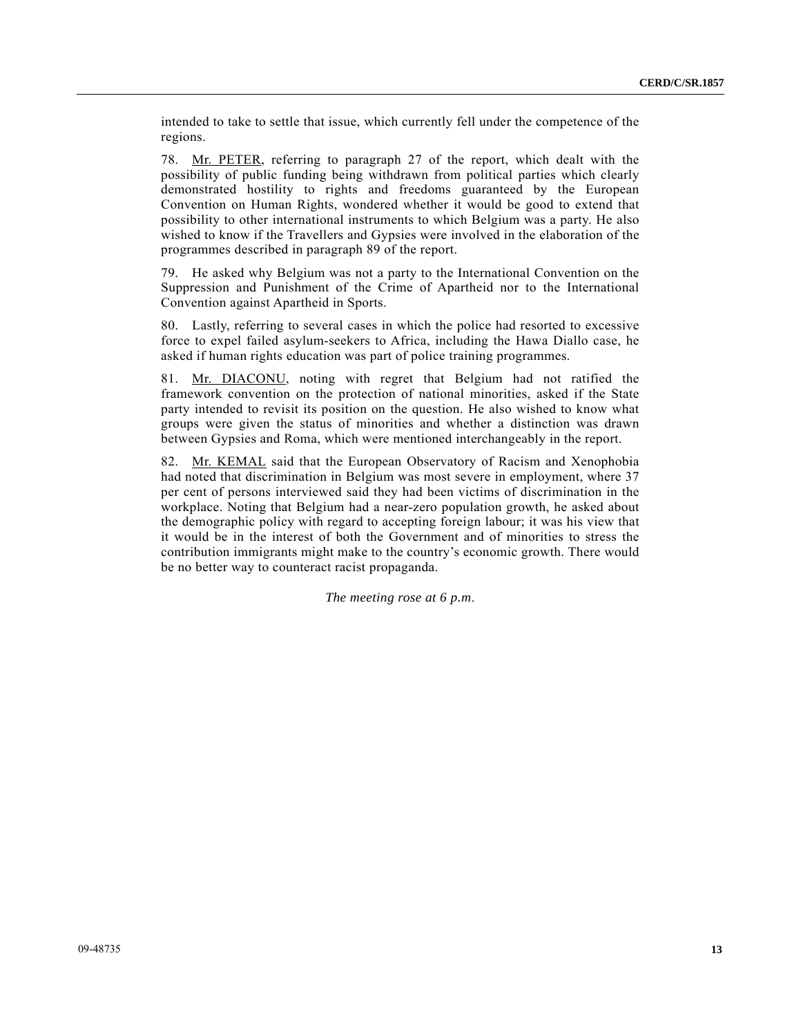intended to take to settle that issue, which currently fell under the competence of the regions.

78. Mr. PETER, referring to paragraph 27 of the report, which dealt with the possibility of public funding being withdrawn from political parties which clearly demonstrated hostility to rights and freedoms guaranteed by the European Convention on Human Rights, wondered whether it would be good to extend that possibility to other international instruments to which Belgium was a party. He also wished to know if the Travellers and Gypsies were involved in the elaboration of the programmes described in paragraph 89 of the report.

79. He asked why Belgium was not a party to the International Convention on the Suppression and Punishment of the Crime of Apartheid nor to the International Convention against Apartheid in Sports.

80. Lastly, referring to several cases in which the police had resorted to excessive force to expel failed asylum-seekers to Africa, including the Hawa Diallo case, he asked if human rights education was part of police training programmes.

81. Mr. DIACONU, noting with regret that Belgium had not ratified the framework convention on the protection of national minorities, asked if the State party intended to revisit its position on the question. He also wished to know what groups were given the status of minorities and whether a distinction was drawn between Gypsies and Roma, which were mentioned interchangeably in the report.

82. Mr. KEMAL said that the European Observatory of Racism and Xenophobia had noted that discrimination in Belgium was most severe in employment, where 37 per cent of persons interviewed said they had been victims of discrimination in the workplace. Noting that Belgium had a near-zero population growth, he asked about the demographic policy with regard to accepting foreign labour; it was his view that it would be in the interest of both the Government and of minorities to stress the contribution immigrants might make to the country's economic growth. There would be no better way to counteract racist propaganda.

*The meeting rose at 6 p.m.*